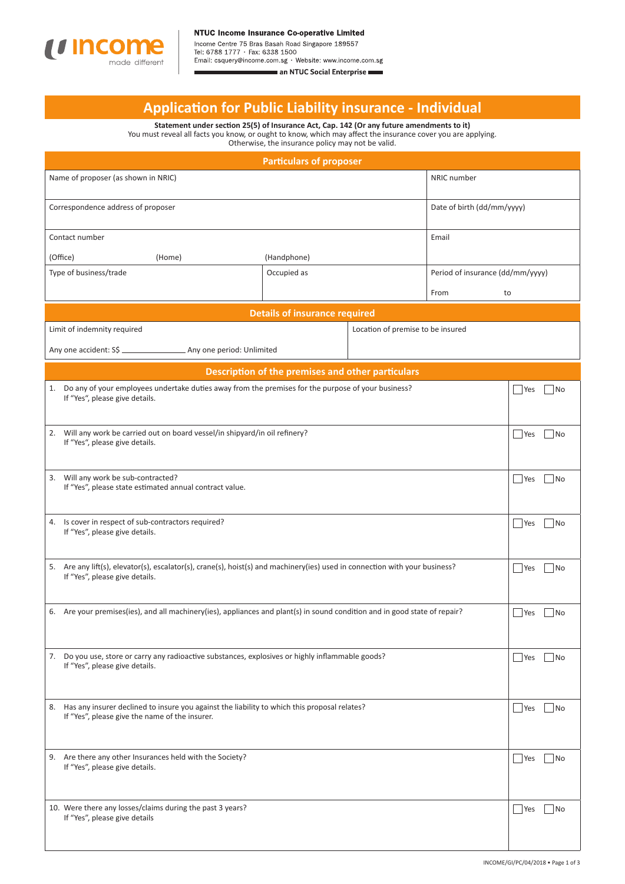**NTUC Income Insurance Co-operative Limited**
Income Centre 75 Bras Basah Road Singapore 189557
Tel: 6788 1777 · Fax: 6338 1500
Email: csquery@income.com.sg · Website: www.income.com.sg
**an NTUC Social Enterprise**

# Application for Public Liability insurance - Individual

**Statement under section 25(5) of Insurance Act, Cap. 142 (Or any future amendments to it)**
You must reveal all facts you know, or ought to know, which may affect the insurance cover you are applying. Otherwise, the insurance policy may not be valid.

## Particulars of proposer

| | | |
|---|---|---|
| Name of proposer (as shown in NRIC) | | NRIC number |
| Correspondence address of proposer | | Date of birth (dd/mm/yyyy) |
| Contact number<br>(Office) (Home) (Handphone) | | Email |
| Type of business/trade | Occupied as | Period of insurance (dd/mm/yyyy)<br>From to |

## Details of insurance required

| | |
|---|---|
| Limit of indemnity required<br>Any one accident: S$ _______________ Any one period: Unlimited | Location of premise to be insured |

## Description of the premises and other particulars

| | |
|---|---|
| 1. Do any of your employees undertake duties away from the premises for the purpose of your business?<br>If "Yes", please give details. | ☐ Yes ☐ No |
| 2. Will any work be carried out on board vessel/in shipyard/in oil refinery?<br>If "Yes", please give details. | ☐ Yes ☐ No |
| 3. Will any work be sub-contracted?<br>If "Yes", please state estimated annual contract value. | ☐ Yes ☐ No |
| 4. Is cover in respect of sub-contractors required?<br>If "Yes", please give details. | ☐ Yes ☐ No |
| 5. Are any lift(s), elevator(s), escalator(s), crane(s), hoist(s) and machinery(ies) used in connection with your business?<br>If "Yes", please give details. | ☐ Yes ☐ No |
| 6. Are your premises(ies), and all machinery(ies), appliances and plant(s) in sound condition and in good state of repair? | ☐ Yes ☐ No |
| 7. Do you use, store or carry any radioactive substances, explosives or highly inflammable goods?<br>If "Yes", please give details. | ☐ Yes ☐ No |
| 8. Has any insurer declined to insure you against the liability to which this proposal relates?<br>If "Yes", please give the name of the insurer. | ☐ Yes ☐ No |
| 9. Are there any other Insurances held with the Society?<br>If "Yes", please give details. | ☐ Yes ☐ No |
| 10. Were there any losses/claims during the past 3 years?<br>If "Yes", please give details | ☐ Yes ☐ No |

INCOME/GI/PC/04/2018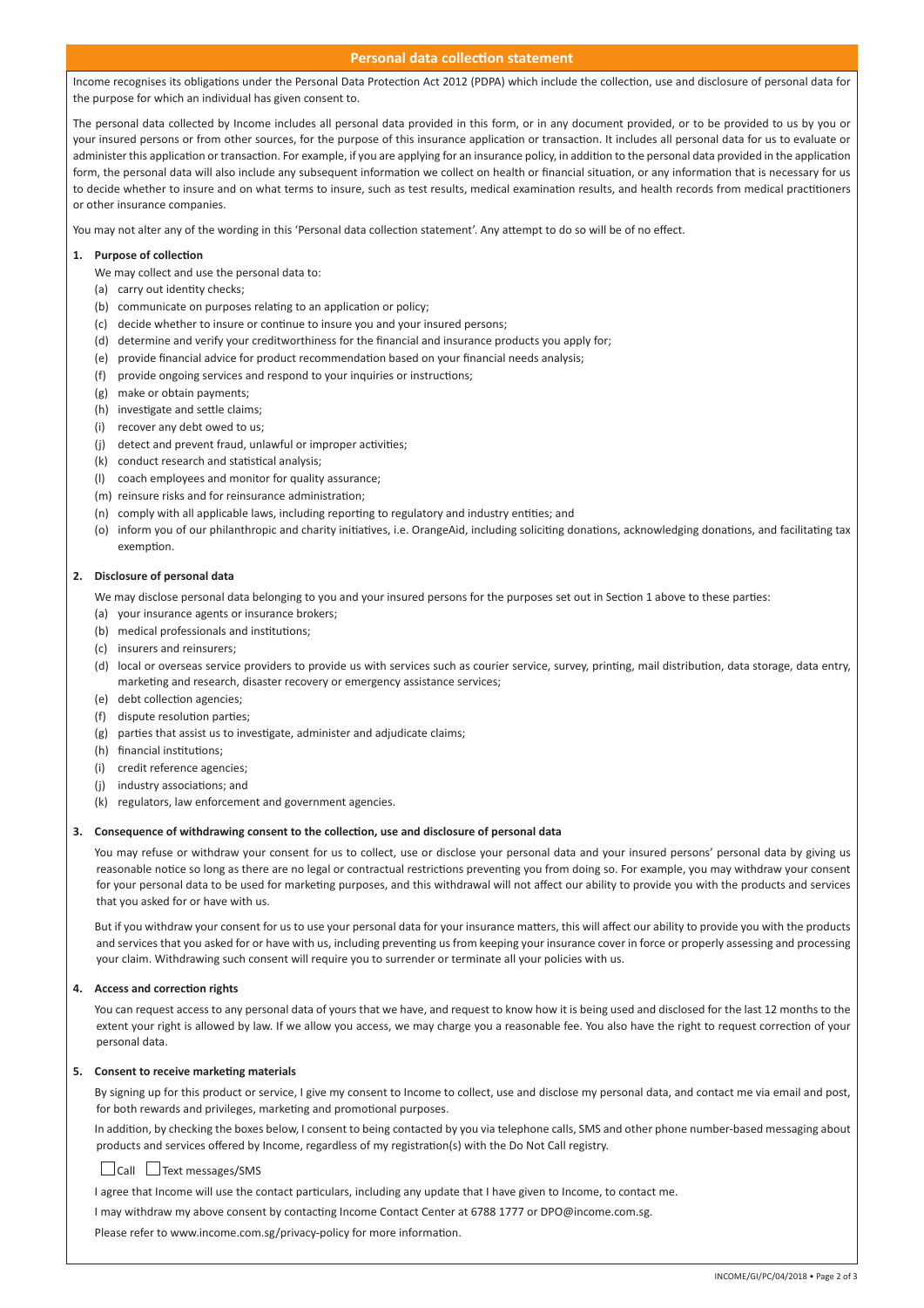# Personal data collection statement

Income recognises its obligations under the Personal Data Protection Act 2012 (PDPA) which include the collection, use and disclosure of personal data for the purpose for which an individual has given consent to.

The personal data collected by Income includes all personal data provided in this form, or in any document provided, or to be provided to us by you or your insured persons or from other sources, for the purpose of this insurance application or transaction. It includes all personal data for us to evaluate or administer this application or transaction. For example, if you are applying for an insurance policy, in addition to the personal data provided in the application form, the personal data will also include any subsequent information we collect on health or financial situation, or any information that is necessary for us to decide whether to insure and on what terms to insure, such as test results, medical examination results, and health records from medical practitioners or other insurance companies.

You may not alter any of the wording in this 'Personal data collection statement'. Any attempt to do so will be of no effect.

**1. Purpose of collection**

We may collect and use the personal data to:

(a) carry out identity checks;
(b) communicate on purposes relating to an application or policy;
(c) decide whether to insure or continue to insure you and your insured persons;
(d) determine and verify your creditworthiness for the financial and insurance products you apply for;
(e) provide financial advice for product recommendation based on your financial needs analysis;
(f) provide ongoing services and respond to your inquiries or instructions;
(g) make or obtain payments;
(h) investigate and settle claims;
(i) recover any debt owed to us;
(j) detect and prevent fraud, unlawful or improper activities;
(k) conduct research and statistical analysis;
(l) coach employees and monitor for quality assurance;
(m) reinsure risks and for reinsurance administration;
(n) comply with all applicable laws, including reporting to regulatory and industry entities; and
(o) inform you of our philanthropic and charity initiatives, i.e. OrangeAid, including soliciting donations, acknowledging donations, and facilitating tax exemption.

**2. Disclosure of personal data**

We may disclose personal data belonging to you and your insured persons for the purposes set out in Section 1 above to these parties:

(a) your insurance agents or insurance brokers;
(b) medical professionals and institutions;
(c) insurers and reinsurers;
(d) local or overseas service providers to provide us with services such as courier service, survey, printing, mail distribution, data storage, data entry, marketing and research, disaster recovery or emergency assistance services;
(e) debt collection agencies;
(f) dispute resolution parties;
(g) parties that assist us to investigate, administer and adjudicate claims;
(h) financial institutions;
(i) credit reference agencies;
(j) industry associations; and
(k) regulators, law enforcement and government agencies.

**3. Consequence of withdrawing consent to the collection, use and disclosure of personal data**

You may refuse or withdraw your consent for us to collect, use or disclose your personal data and your insured persons' personal data by giving us reasonable notice so long as there are no legal or contractual restrictions preventing you from doing so. For example, you may withdraw your consent for your personal data to be used for marketing purposes, and this withdrawal will not affect our ability to provide you with the products and services that you asked for or have with us.

But if you withdraw your consent for us to use your personal data for your insurance matters, this will affect our ability to provide you with the products and services that you asked for or have with us, including preventing us from keeping your insurance cover in force or properly assessing and processing your claim. Withdrawing such consent will require you to surrender or terminate all your policies with us.

**4. Access and correction rights**

You can request access to any personal data of yours that we have, and request to know how it is being used and disclosed for the last 12 months to the extent your right is allowed by law. If we allow you access, we may charge you a reasonable fee. You also have the right to request correction of your personal data.

**5. Consent to receive marketing materials**

By signing up for this product or service, I give my consent to Income to collect, use and disclose my personal data, and contact me via email and post, for both rewards and privileges, marketing and promotional purposes.

In addition, by checking the boxes below, I consent to being contacted by you via telephone calls, SMS and other phone number-based messaging about products and services offered by Income, regardless of my registration(s) with the Do Not Call registry.

☐ Call ☐ Text messages/SMS

I agree that Income will use the contact particulars, including any update that I have given to Income, to contact me.

I may withdraw my above consent by contacting Income Contact Center at 6788 1777 or DPO@income.com.sg.

Please refer to www.income.com.sg/privacy-policy for more information.

INCOME/GI/PC/04/2018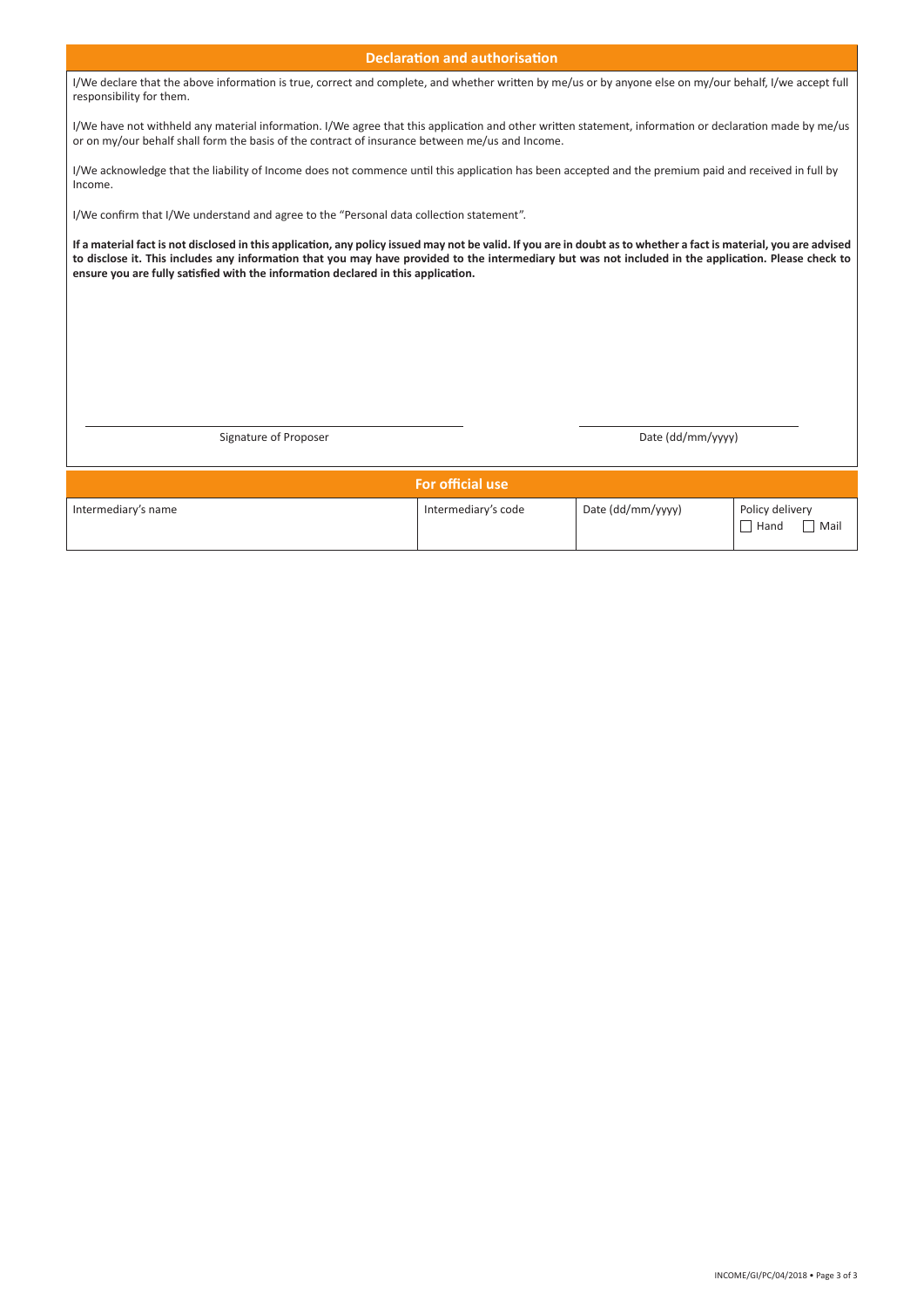## Declaration and authorisation

I/We declare that the above information is true, correct and complete, and whether written by me/us or by anyone else on my/our behalf, I/we accept full responsibility for them.

I/We have not withheld any material information. I/We agree that this application and other written statement, information or declaration made by me/us or on my/our behalf shall form the basis of the contract of insurance between me/us and Income.

I/We acknowledge that the liability of Income does not commence until this application has been accepted and the premium paid and received in full by Income.

I/We confirm that I/We understand and agree to the "Personal data collection statement".

**If a material fact is not disclosed in this application, any policy issued may not be valid. If you are in doubt as to whether a fact is material, you are advised to disclose it. This includes any information that you may have provided to the intermediary but was not included in the application. Please check to ensure you are fully satisfied with the information declared in this application.**

Signature of Proposer

Date (dd/mm/yyyy)

## For official use

| Intermediary's name | Intermediary's code | Date (dd/mm/yyyy) | Policy delivery ☐ Hand ☐ Mail |
|---|---|---|---|
| | | | |

INCOME/GI/PC/04/2018